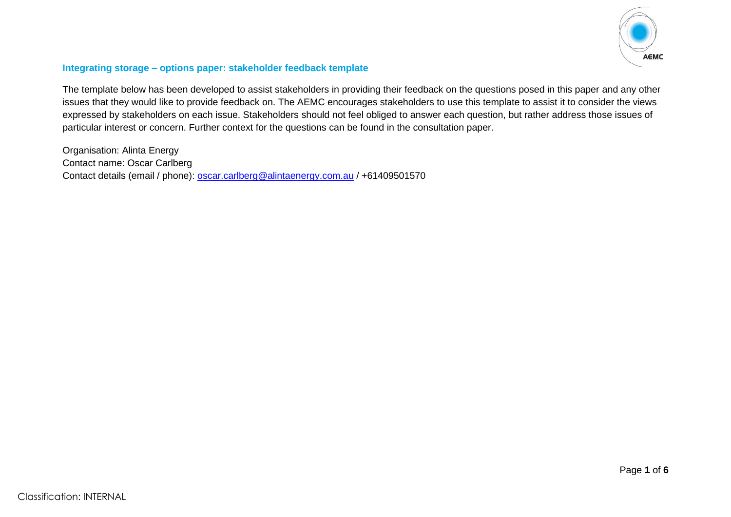## Integrating storage – options paper: stakeholder feedback template

The template below has been developed to assist stakeholders in providing their feedback on the questions posed in this paper and any other issues that they would like to provide feedback on. The AEMC encourages stakeholders to use this template to assist it to consider the views expressed by stakeholders on each issue. Stakeholders should not feel obliged to answer each question, but rather address those issues of particular interest or concern. Further context for the questions can be found in the consultation paper.

Organisation: Alinta Energy
Contact name: Oscar Carlberg
Contact details (email / phone): oscar.carlberg@alintaenergy.com.au / +61409501570

Classification: INTERNAL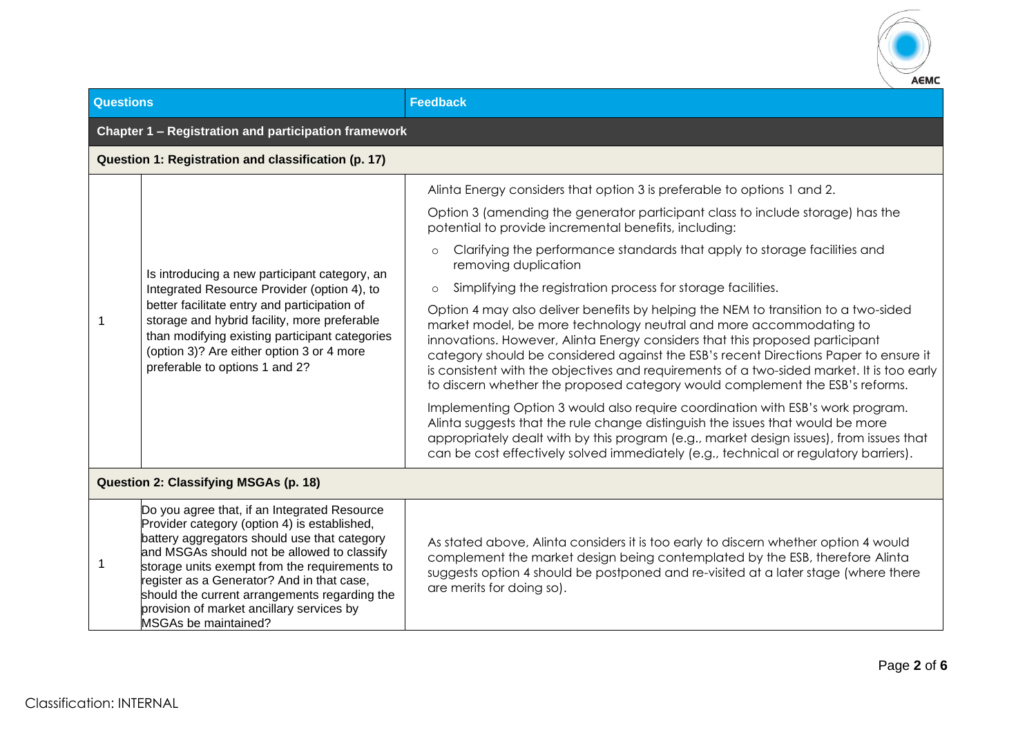| | Questions | Feedback |
|---|---|---|
| **Chapter 1 – Registration and participation framework** | | |
| **Question 1: Registration and classification (p. 17)** | | |
| 1 | Is introducing a new participant category, an Integrated Resource Provider (option 4), to better facilitate entry and participation of storage and hybrid facility, more preferable than modifying existing participant categories (option 3)? Are either option 3 or 4 more preferable to options 1 and 2? | Alinta Energy considers that option 3 is preferable to options 1 and 2.<br><br>Option 3 (amending the generator participant class to include storage) has the potential to provide incremental benefits, including:<br><br>o Clarifying the performance standards that apply to storage facilities and removing duplication<br>o Simplifying the registration process for storage facilities.<br><br>Option 4 may also deliver benefits by helping the NEM to transition to a two-sided market model, be more technology neutral and more accommodating to innovations. However, Alinta Energy considers that this proposed participant category should be considered against the ESB's recent Directions Paper to ensure it is consistent with the objectives and requirements of a two-sided market. It is too early to discern whether the proposed category would complement the ESB's reforms.<br><br>Implementing Option 3 would also require coordination with ESB's work program. Alinta suggests that the rule change distinguish the issues that would be more appropriately dealt with by this program (e.g., market design issues), from issues that can be cost effectively solved immediately (e.g., technical or regulatory barriers). |
| **Question 2: Classifying MSGAs (p. 18)** | | |
| 1 | Do you agree that, if an Integrated Resource Provider category (option 4) is established, battery aggregators should use that category and MSGAs should not be allowed to classify storage units exempt from the requirements to register as a Generator? And in that case, should the current arrangements regarding the provision of market ancillary services by MSGAs be maintained? | As stated above, Alinta considers it is too early to discern whether option 4 would complement the market design being contemplated by the ESB, therefore Alinta suggests option 4 should be postponed and re-visited at a later stage (where there are merits for doing so). |

Classification: INTERNAL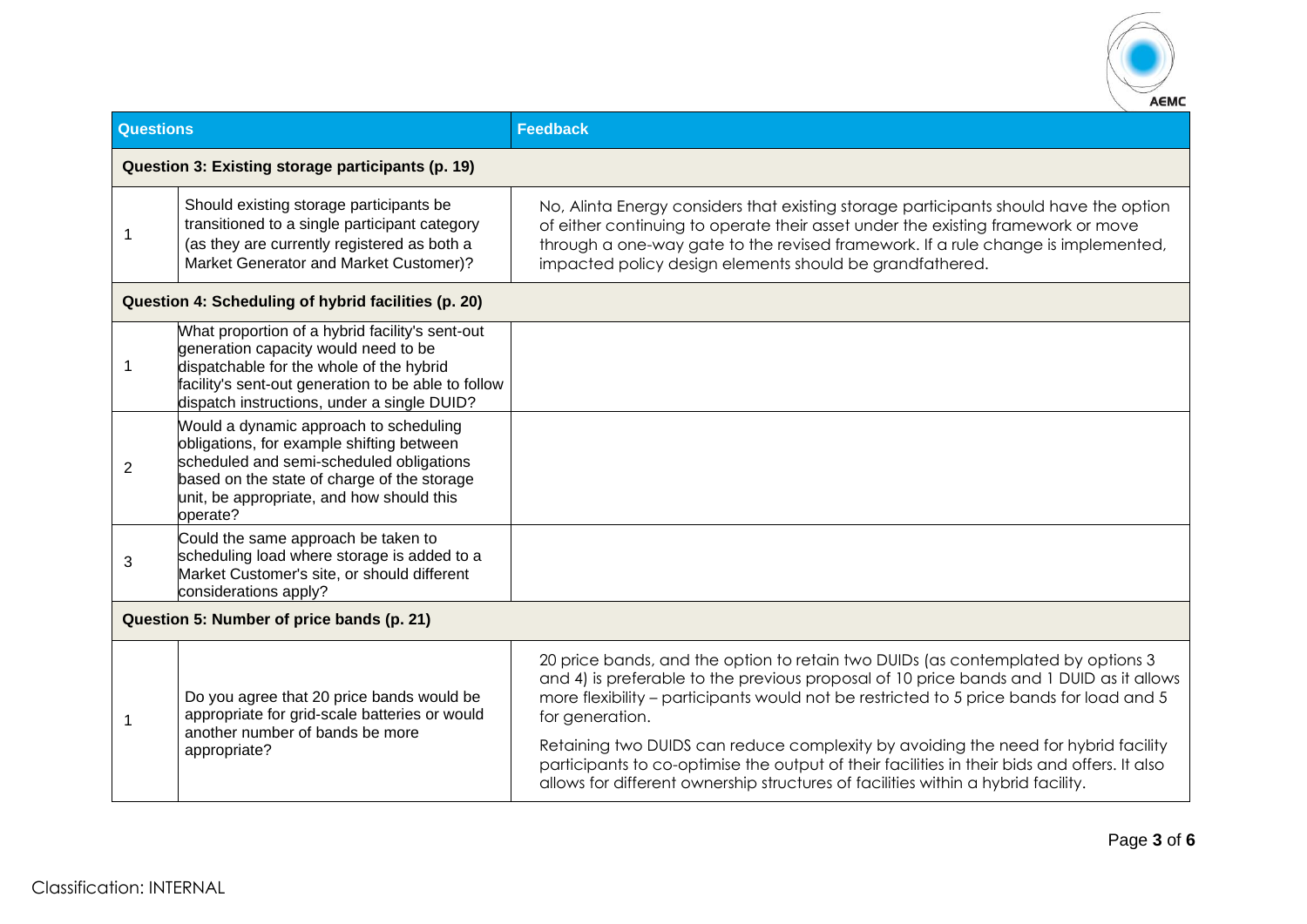| Questions | | Feedback |
|---|---|---|
| **Question 3: Existing storage participants (p. 19)** | | |
| 1 | Should existing storage participants be transitioned to a single participant category (as they are currently registered as both a Market Generator and Market Customer)? | No, Alinta Energy considers that existing storage participants should have the option of either continuing to operate their asset under the existing framework or move through a one-way gate to the revised framework. If a rule change is implemented, impacted policy design elements should be grandfathered. |
| **Question 4: Scheduling of hybrid facilities (p. 20)** | | |
| 1 | What proportion of a hybrid facility's sent-out generation capacity would need to be dispatchable for the whole of the hybrid facility's sent-out generation to be able to follow dispatch instructions, under a single DUID? | |
| 2 | Would a dynamic approach to scheduling obligations, for example shifting between scheduled and semi-scheduled obligations based on the state of charge of the storage unit, be appropriate, and how should this operate? | |
| 3 | Could the same approach be taken to scheduling load where storage is added to a Market Customer's site, or should different considerations apply? | |
| **Question 5: Number of price bands (p. 21)** | | |
| 1 | Do you agree that 20 price bands would be appropriate for grid-scale batteries or would another number of bands be more appropriate? | 20 price bands, and the option to retain two DUIDs (as contemplated by options 3 and 4) is preferable to the previous proposal of 10 price bands and 1 DUID as it allows more flexibility – participants would not be restricted to 5 price bands for load and 5 for generation.<br><br>Retaining two DUIDS can reduce complexity by avoiding the need for hybrid facility participants to co-optimise the output of their facilities in their bids and offers. It also allows for different ownership structures of facilities within a hybrid facility. |

Classification: INTERNAL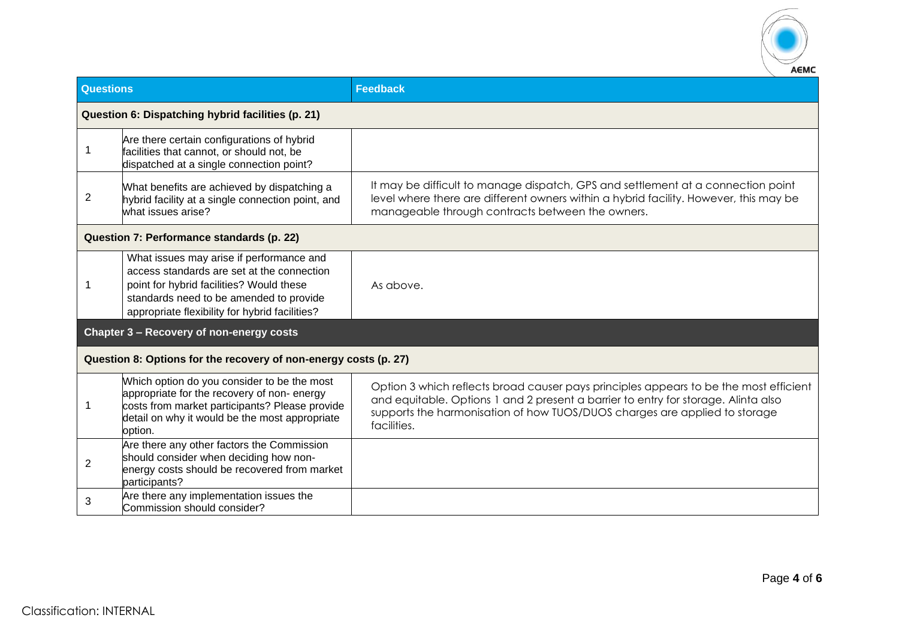| Questions | | Feedback |
|---|---|---|
| **Question 6: Dispatching hybrid facilities (p. 21)** | | |
| 1 | Are there certain configurations of hybrid facilities that cannot, or should not, be dispatched at a single connection point? | |
| 2 | What benefits are achieved by dispatching a hybrid facility at a single connection point, and what issues arise? | It may be difficult to manage dispatch, GPS and settlement at a connection point level where there are different owners within a hybrid facility. However, this may be manageable through contracts between the owners. |
| **Question 7: Performance standards (p. 22)** | | |
| 1 | What issues may arise if performance and access standards are set at the connection point for hybrid facilities? Would these standards need to be amended to provide appropriate flexibility for hybrid facilities? | As above. |
| **Chapter 3 – Recovery of non-energy costs** | | |
| **Question 8: Options for the recovery of non-energy costs (p. 27)** | | |
| 1 | Which option do you consider to be the most appropriate for the recovery of non- energy costs from market participants? Please provide detail on why it would be the most appropriate option. | Option 3 which reflects broad causer pays principles appears to be the most efficient and equitable. Options 1 and 2 present a barrier to entry for storage. Alinta also supports the harmonisation of how TUOS/DUOS charges are applied to storage facilities. |
| 2 | Are there any other factors the Commission should consider when deciding how non-energy costs should be recovered from market participants? | |
| 3 | Are there any implementation issues the Commission should consider? | |

Classification: INTERNAL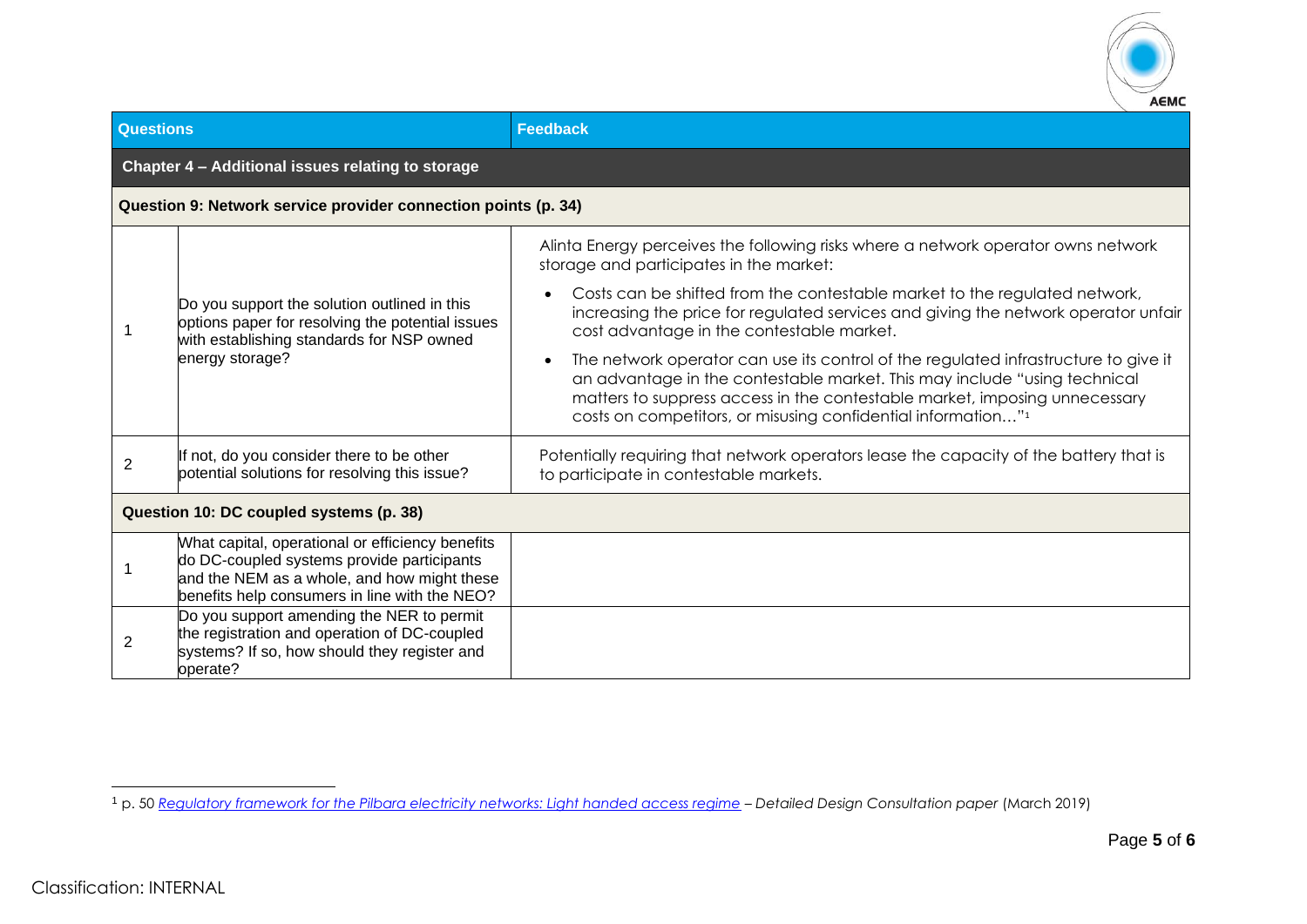| Questions | | Feedback |
|---|---|---|
| **Chapter 4 – Additional issues relating to storage** | | |
| **Question 9: Network service provider connection points (p. 34)** | | |
| 1 | Do you support the solution outlined in this options paper for resolving the potential issues with establishing standards for NSP owned energy storage? | Alinta Energy perceives the following risks where a network operator owns network storage and participates in the market:<br>• Costs can be shifted from the contestable market to the regulated network, increasing the price for regulated services and giving the network operator unfair cost advantage in the contestable market.<br>• The network operator can use its control of the regulated infrastructure to give it an advantage in the contestable market. This may include "using technical matters to suppress access in the contestable market, imposing unnecessary costs on competitors, or misusing confidential information…"[1] |
| 2 | If not, do you consider there to be other potential solutions for resolving this issue? | Potentially requiring that network operators lease the capacity of the battery that is to participate in contestable markets. |
| **Question 10: DC coupled systems (p. 38)** | | |
| 1 | What capital, operational or efficiency benefits do DC-coupled systems provide participants and the NEM as a whole, and how might these benefits help consumers in line with the NEO? | |
| 2 | Do you support amending the NER to permit the registration and operation of DC-coupled systems? If so, how should they register and operate? | |

[1] p. 50 *Regulatory framework for the Pilbara electricity networks: Light handed access regime – Detailed Design Consultation paper* (March 2019)

Classification: INTERNAL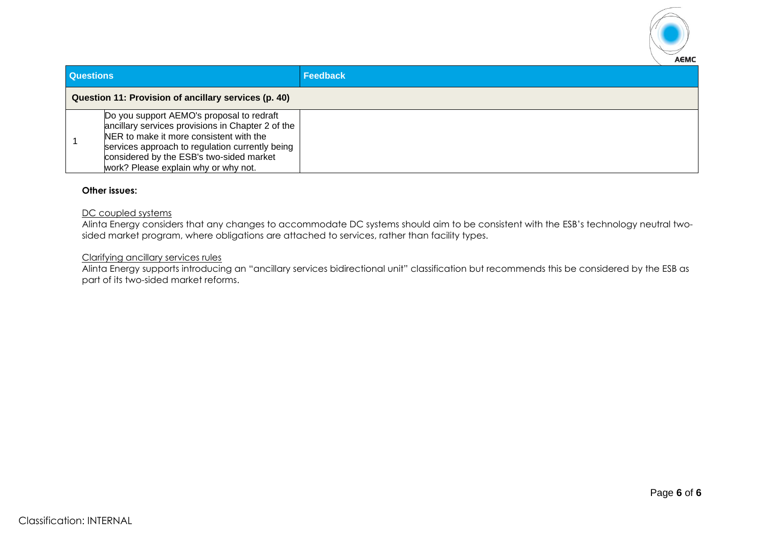| Questions | | Feedback |
|---|---|---|
| **Question 11: Provision of ancillary services (p. 40)** | | |
| 1 | Do you support AEMO's proposal to redraft ancillary services provisions in Chapter 2 of the NER to make it more consistent with the services approach to regulation currently being considered by the ESB's two-sided market work? Please explain why or why not. | |

**Other issues:**

DC coupled systems

Alinta Energy considers that any changes to accommodate DC systems should aim to be consistent with the ESB's technology neutral two-sided market program, where obligations are attached to services, rather than facility types.

Clarifying ancillary services rules

Alinta Energy supports introducing an "ancillary services bidirectional unit" classification but recommends this be considered by the ESB as part of its two-sided market reforms.

Classification: INTERNAL